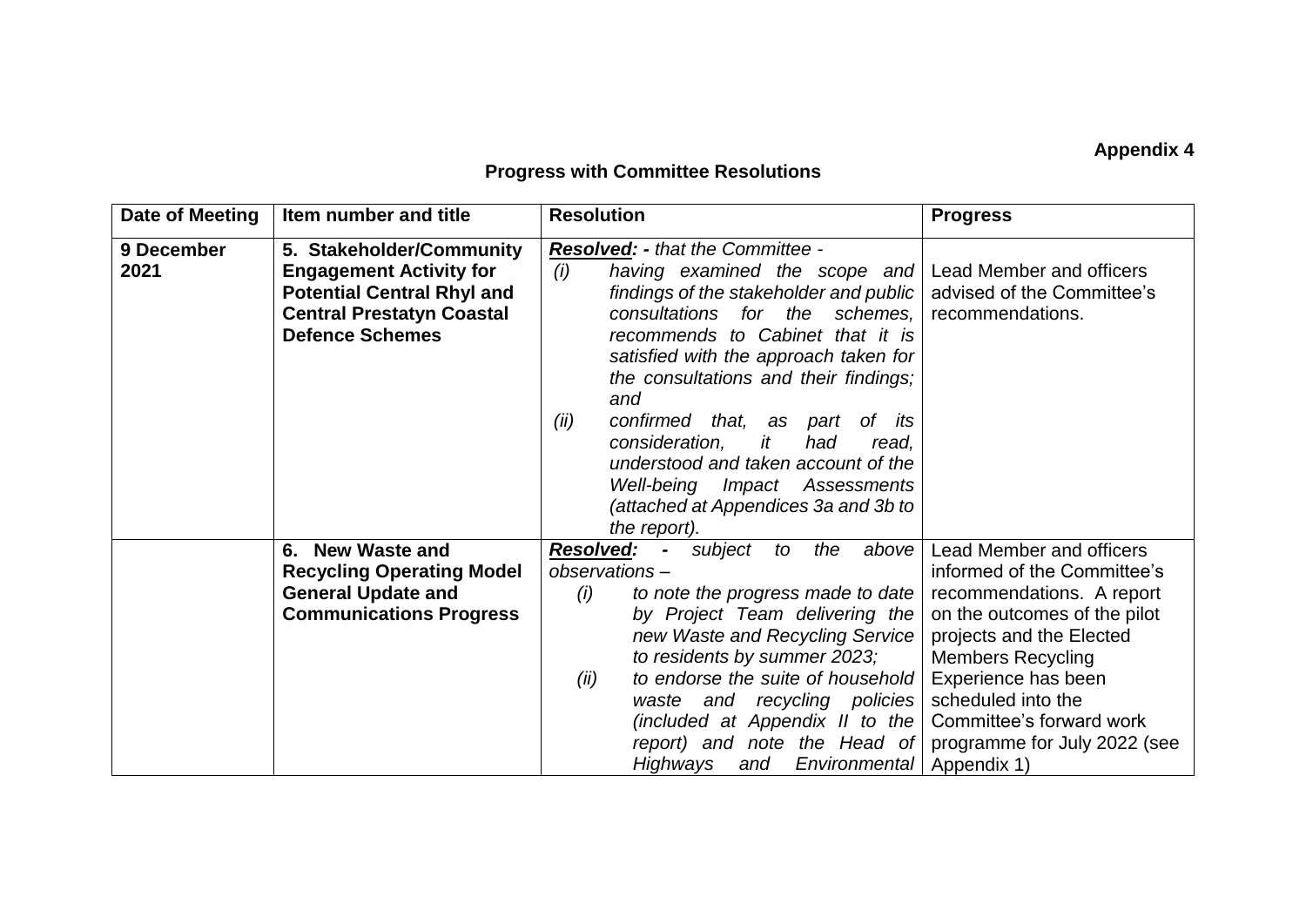**Appendix 4**

## Progress with Committee Resolutions

| Date of Meeting | Item number and title | Resolution | Progress |
|---|---|---|---|
| **9 December 2021** | **5. Stakeholder/Community Engagement Activity for Potential Central Rhyl and Central Prestatyn Coastal Defence Schemes** | ***Resolved:** - that the Committee -*<br>*(i) having examined the scope and findings of the stakeholder and public consultations for the schemes, recommends to Cabinet that it is satisfied with the approach taken for the consultations and their findings; and*<br>*(ii) confirmed that, as part of its consideration, it had read, understood and taken account of the Well-being Impact Assessments (attached at Appendices 3a and 3b to the report).* | Lead Member and officers advised of the Committee's recommendations. |
| | **6. New Waste and Recycling Operating Model General Update and Communications Progress** | ***Resolved:** - subject to the above observations –*<br>*(i) to note the progress made to date by Project Team delivering the new Waste and Recycling Service to residents by summer 2023;*<br>*(ii) to endorse the suite of household waste and recycling policies (included at Appendix II to the report) and note the Head of Highways and Environmental* | Lead Member and officers informed of the Committee's recommendations. A report on the outcomes of the pilot projects and the Elected Members Recycling Experience has been scheduled into the Committee's forward work programme for July 2022 (see Appendix 1) |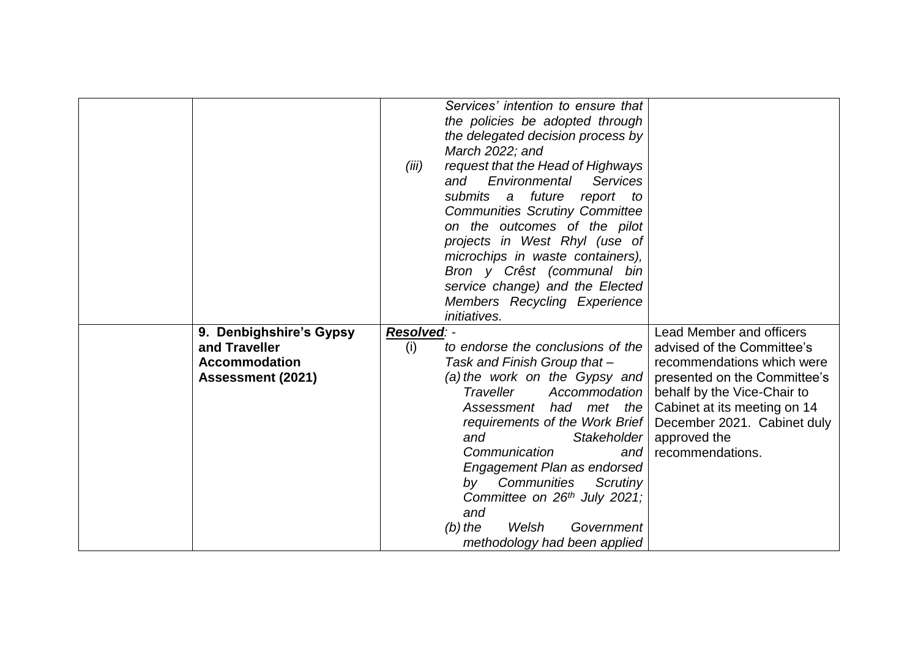| | | | |
|---|---|---|---|
| | | *Services' intention to ensure that the policies be adopted through the delegated decision process by March 2022; and*<br>(iii) *request that the Head of Highways and Environmental Services submits a future report to Communities Scrutiny Committee on the outcomes of the pilot projects in West Rhyl (use of microchips in waste containers), Bron y Crêst (communal bin service change) and the Elected Members Recycling Experience initiatives.* | |
| | **9. Denbighshire's Gypsy and Traveller Accommodation Assessment (2021)** | ***Resolved***: -<br>(i) *to endorse the conclusions of the Task and Finish Group that –*<br>*(a) the work on the Gypsy and Traveller Accommodation Assessment had met the requirements of the Work Brief and Stakeholder Communication and Engagement Plan as endorsed by Communities Scrutiny Committee on 26th July 2021; and*<br>*(b) the Welsh Government methodology had been applied* | Lead Member and officers advised of the Committee's recommendations which were presented on the Committee's behalf by the Vice-Chair to Cabinet at its meeting on 14 December 2021. Cabinet duly approved the recommendations. |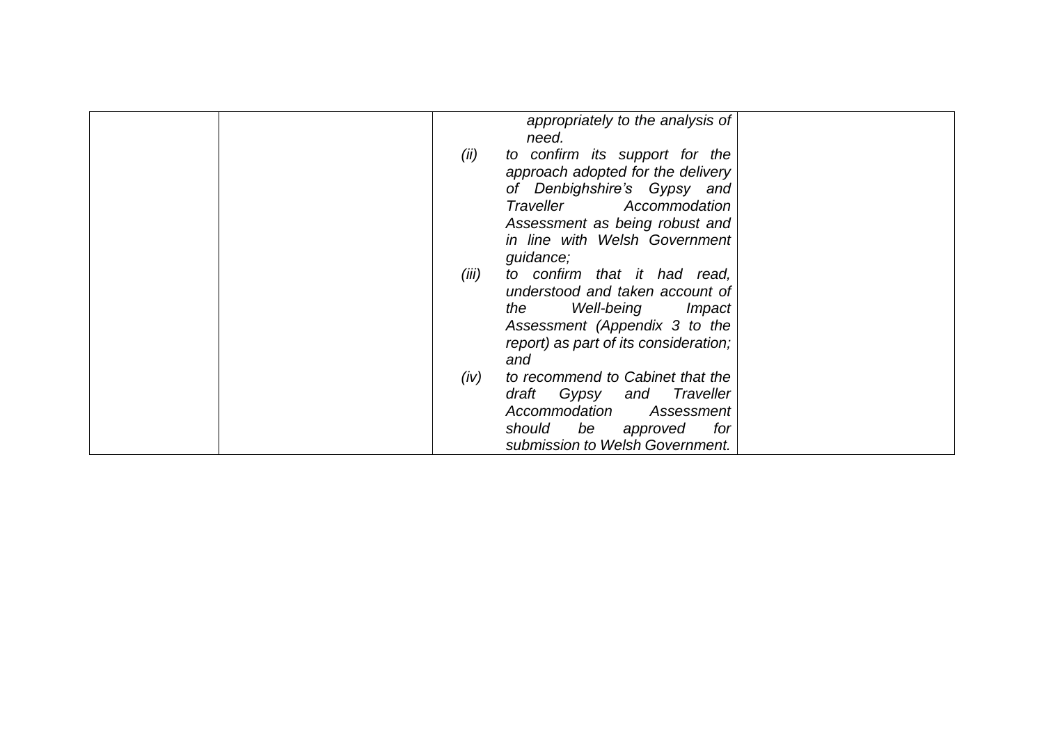| | | | |
|---|---|---|---|
| | | *appropriately to the analysis of need.*<br>*(ii) to confirm its support for the approach adopted for the delivery of Denbighshire's Gypsy and Traveller Accommodation Assessment as being robust and in line with Welsh Government guidance;*<br>*(iii) to confirm that it had read, understood and taken account of the Well-being Impact Assessment (Appendix 3 to the report) as part of its consideration; and*<br>*(iv) to recommend to Cabinet that the draft Gypsy and Traveller Accommodation Assessment should be approved for submission to Welsh Government.* | |